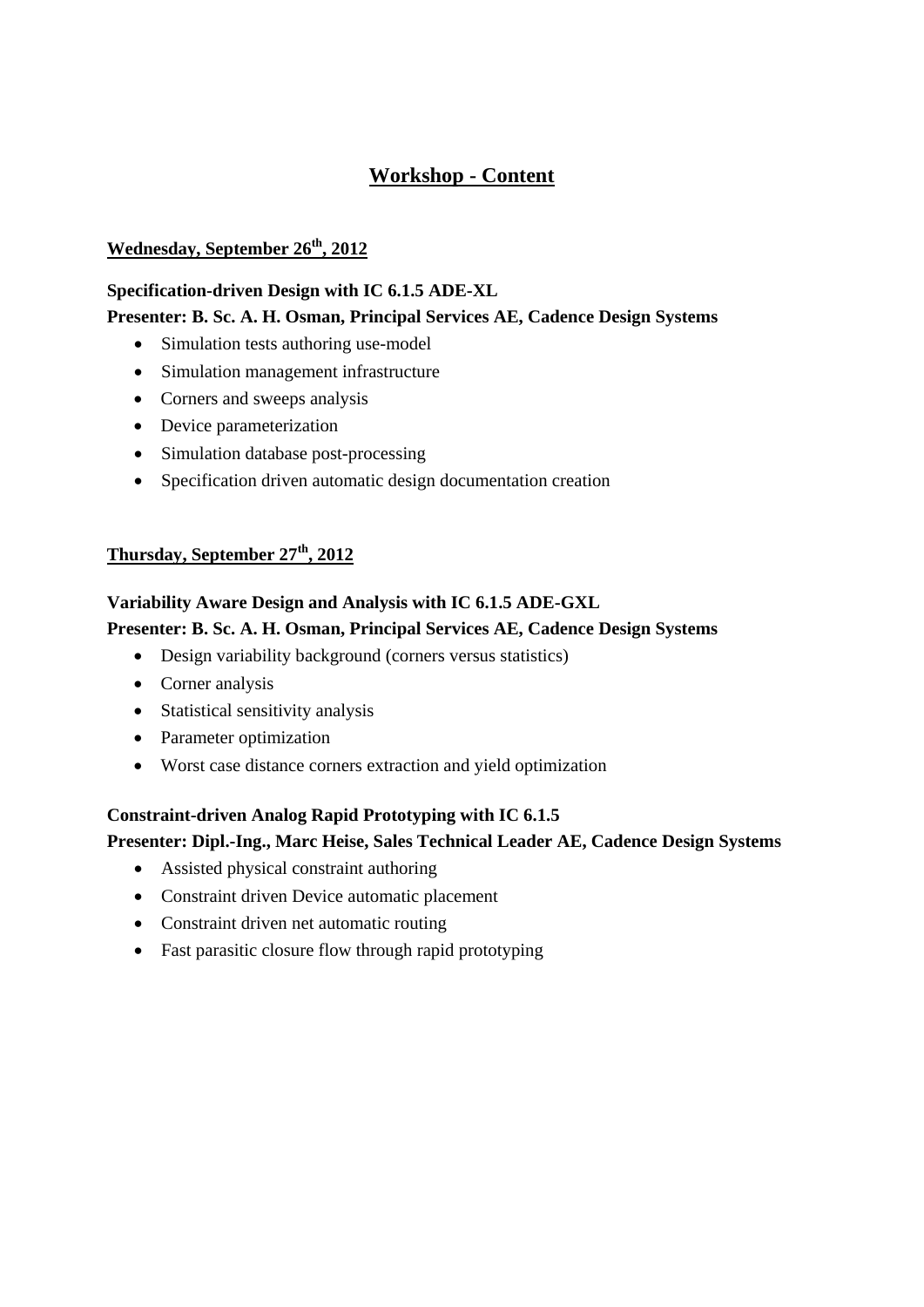# Workshop - Content

## Wednesday, September 26th, 2012

**Specification-driven Design with IC 6.1.5 ADE-XL**
**Presenter: B. Sc. A. H. Osman, Principal Services AE, Cadence Design Systems**

- Simulation tests authoring use-model
- Simulation management infrastructure
- Corners and sweeps analysis
- Device parameterization
- Simulation database post-processing
- Specification driven automatic design documentation creation

## Thursday, September 27th, 2012

**Variability Aware Design and Analysis with IC 6.1.5 ADE-GXL**
**Presenter: B. Sc. A. H. Osman, Principal Services AE, Cadence Design Systems**

- Design variability background (corners versus statistics)
- Corner analysis
- Statistical sensitivity analysis
- Parameter optimization
- Worst case distance corners extraction and yield optimization

**Constraint-driven Analog Rapid Prototyping with IC 6.1.5**
**Presenter: Dipl.-Ing., Marc Heise, Sales Technical Leader AE, Cadence Design Systems**

- Assisted physical constraint authoring
- Constraint driven Device automatic placement
- Constraint driven net automatic routing
- Fast parasitic closure flow through rapid prototyping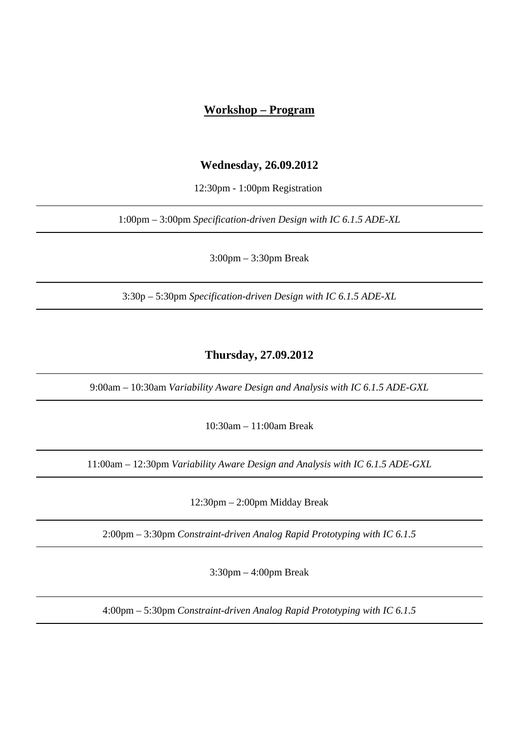# Workshop – Program

## Wednesday, 26.09.2012

12:30pm - 1:00pm Registration

---

1:00pm – 3:00pm *Specification-driven Design with IC 6.1.5 ADE-XL*

---

3:00pm – 3:30pm Break

---

3:30p – 5:30pm *Specification-driven Design with IC 6.1.5 ADE-XL*

---

## Thursday, 27.09.2012

---

9:00am – 10:30am *Variability Aware Design and Analysis with IC 6.1.5 ADE-GXL*

---

10:30am – 11:00am Break

---

11:00am – 12:30pm *Variability Aware Design and Analysis with IC 6.1.5 ADE-GXL*

---

12:30pm – 2:00pm Midday Break

---

2:00pm – 3:30pm *Constraint-driven Analog Rapid Prototyping with IC 6.1.5*

---

3:30pm – 4:00pm Break

---

4:00pm – 5:30pm *Constraint-driven Analog Rapid Prototyping with IC 6.1.5*

---